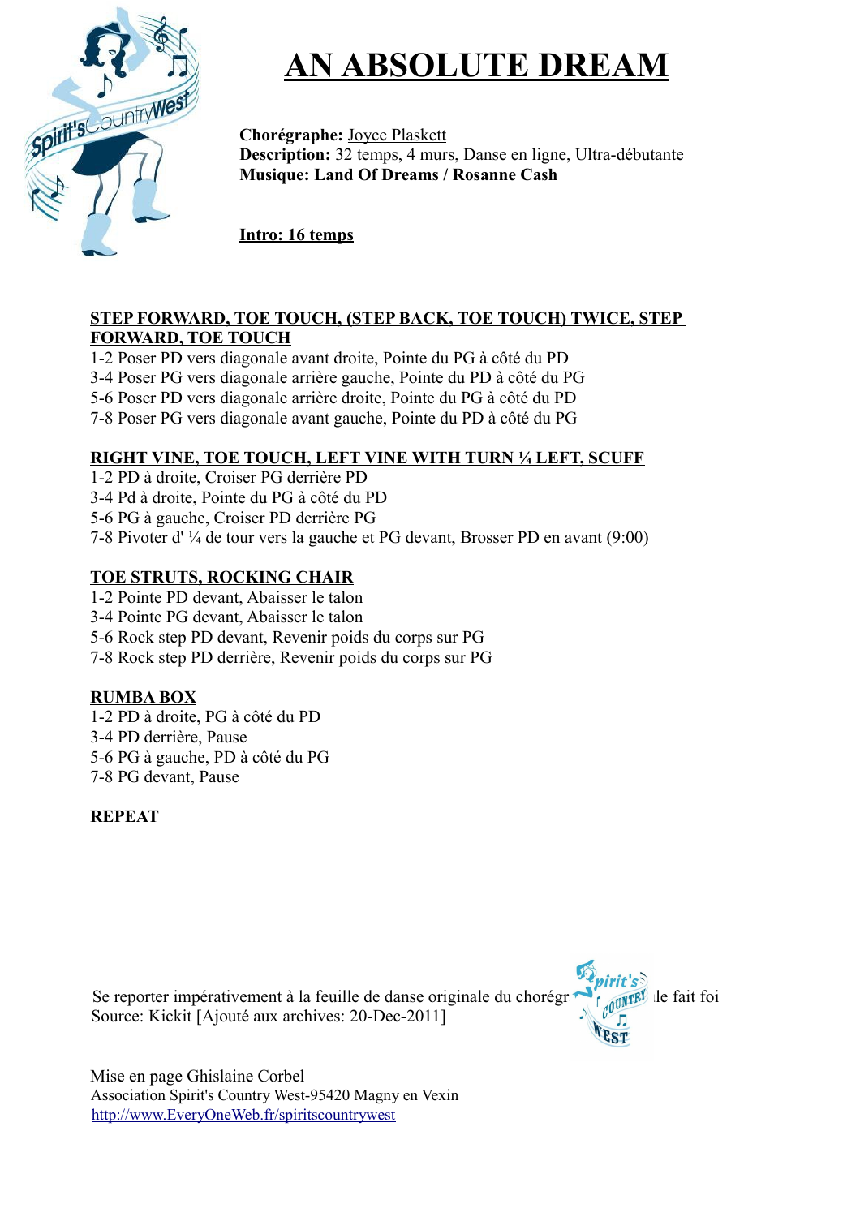# AN ABSOLUTE DREAM

**Chorégraphe:** Joyce Plaskett
**Description:** 32 temps, 4 murs, Danse en ligne, Ultra-débutante
**Musique: Land Of Dreams / Rosanne Cash**

**Intro: 16 temps**

## STEP FORWARD, TOE TOUCH, (STEP BACK, TOE TOUCH) TWICE, STEP FORWARD, TOE TOUCH

1-2 Poser PD vers diagonale avant droite, Pointe du PG à côté du PD
3-4 Poser PG vers diagonale arrière gauche, Pointe du PD à côté du PG
5-6 Poser PD vers diagonale arrière droite, Pointe du PG à côté du PD
7-8 Poser PG vers diagonale avant gauche, Pointe du PD à côté du PG

## RIGHT VINE, TOE TOUCH, LEFT VINE WITH TURN ¼ LEFT, SCUFF

1-2 PD à droite, Croiser PG derrière PD
3-4 Pd à droite, Pointe du PG à côté du PD
5-6 PG à gauche, Croiser PD derrière PG
7-8 Pivoter d' ¼ de tour vers la gauche et PG devant, Brosser PD en avant (9:00)

## TOE STRUTS, ROCKING CHAIR

1-2 Pointe PD devant, Abaisser le talon
3-4 Pointe PG devant, Abaisser le talon
5-6 Rock step PD devant, Revenir poids du corps sur PG
7-8 Rock step PD derrière, Revenir poids du corps sur PG

## RUMBA BOX

1-2 PD à droite, PG à côté du PD
3-4 PD derrière, Pause
5-6 PG à gauche, PD à côté du PG
7-8 PG devant, Pause

**REPEAT**

Se reporter impérativement à la feuille de danse originale du chorégr... le fait foi
Source: Kickit [Ajouté aux archives: 20-Dec-2011]

Mise en page Ghislaine Corbel
Association Spirit's Country West-95420 Magny en Vexin
http://www.EveryOneWeb.fr/spiritscountrywest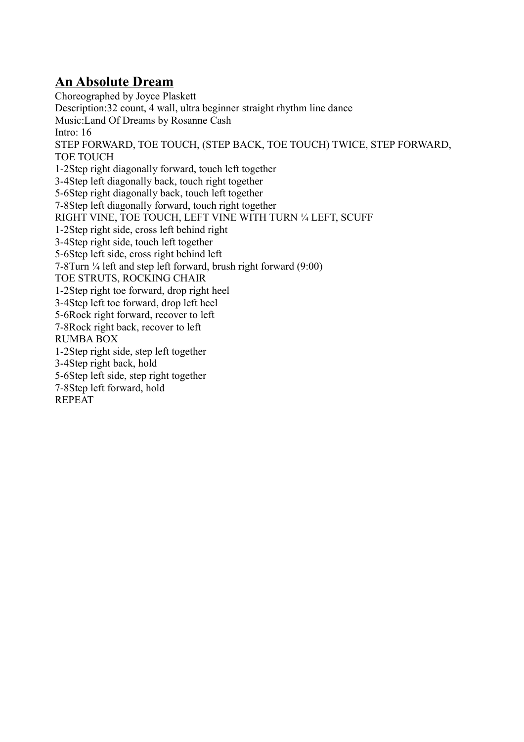# An Absolute Dream

Choreographed by Joyce Plaskett
Description:32 count, 4 wall, ultra beginner straight rhythm line dance
Music:Land Of Dreams by Rosanne Cash
Intro: 16

STEP FORWARD, TOE TOUCH, (STEP BACK, TOE TOUCH) TWICE, STEP FORWARD, TOE TOUCH

1-2Step right diagonally forward, touch left together
3-4Step left diagonally back, touch right together
5-6Step right diagonally back, touch left together
7-8Step left diagonally forward, touch right together

RIGHT VINE, TOE TOUCH, LEFT VINE WITH TURN ¼ LEFT, SCUFF

1-2Step right side, cross left behind right
3-4Step right side, touch left together
5-6Step left side, cross right behind left
7-8Turn ¼ left and step left forward, brush right forward (9:00)

TOE STRUTS, ROCKING CHAIR

1-2Step right toe forward, drop right heel
3-4Step left toe forward, drop left heel
5-6Rock right forward, recover to left
7-8Rock right back, recover to left

RUMBA BOX

1-2Step right side, step left together
3-4Step right back, hold
5-6Step left side, step right together
7-8Step left forward, hold

REPEAT